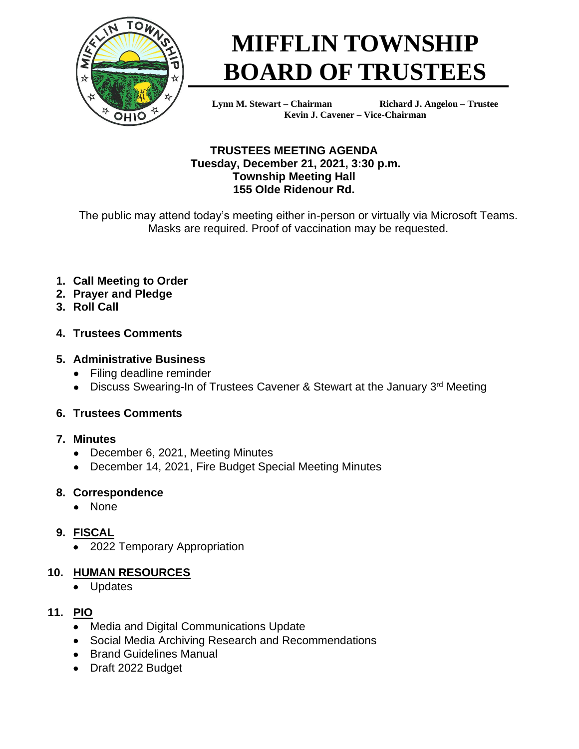# MIFFLIN TOWNSHIP BOARD OF TRUSTEES

**Lynn M. Stewart – Chairman** **Richard J. Angelou – Trustee**
**Kevin J. Cavener – Vice-Chairman**

**TRUSTEES MEETING AGENDA**
**Tuesday, December 21, 2021, 3:30 p.m.**
**Township Meeting Hall**
**155 Olde Ridenour Rd.**

The public may attend today's meeting either in-person or virtually via Microsoft Teams. Masks are required. Proof of vaccination may be requested.

1. **Call Meeting to Order**
2. **Prayer and Pledge**
3. **Roll Call**
4. **Trustees Comments**
5. **Administrative Business**
   - Filing deadline reminder
   - Discuss Swearing-In of Trustees Cavener & Stewart at the January 3rd Meeting
6. **Trustees Comments**
7. **Minutes**
   - December 6, 2021, Meeting Minutes
   - December 14, 2021, Fire Budget Special Meeting Minutes
8. **Correspondence**
   - None
9. **FISCAL**
   - 2022 Temporary Appropriation
10. **HUMAN RESOURCES**
    - Updates
11. **PIO**
    - Media and Digital Communications Update
    - Social Media Archiving Research and Recommendations
    - Brand Guidelines Manual
    - Draft 2022 Budget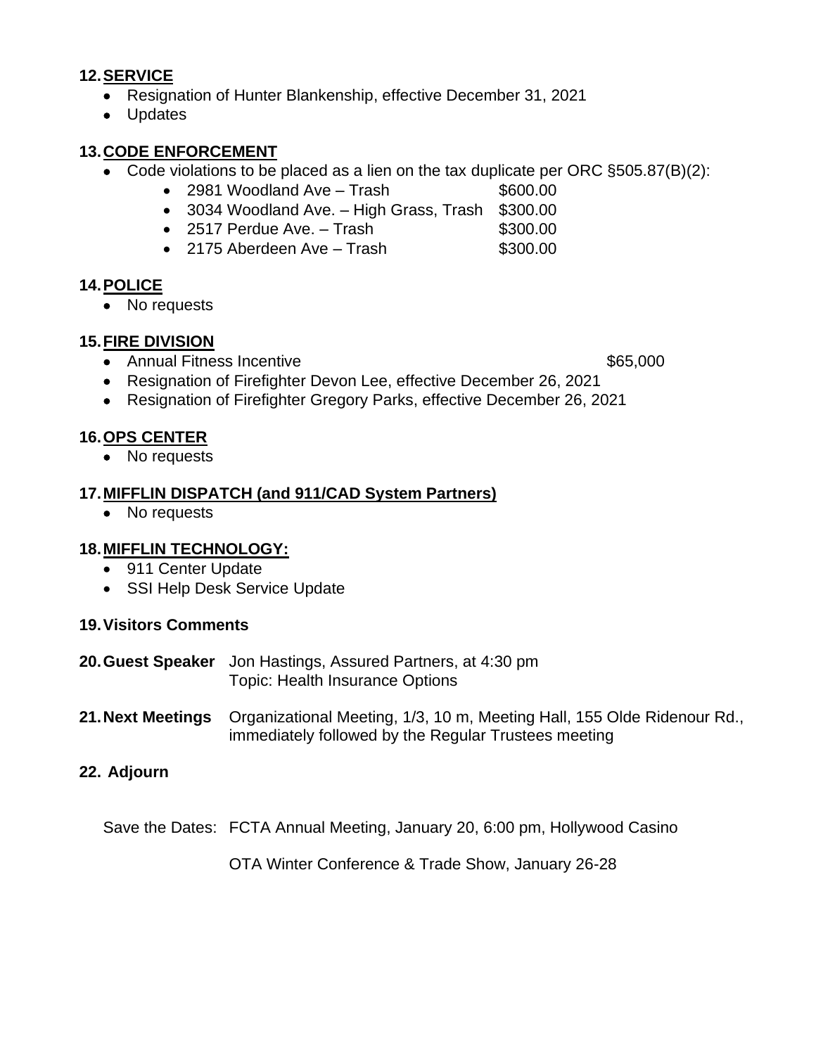**12. SERVICE**

- Resignation of Hunter Blankenship, effective December 31, 2021
- Updates

**13. CODE ENFORCEMENT**

- Code violations to be placed as a lien on the tax duplicate per ORC §505.87(B)(2):
  - 2981 Woodland Ave – Trash $600.00
  - 3034 Woodland Ave. – High Grass, Trash $300.00
  - 2517 Perdue Ave. – Trash $300.00
  - 2175 Aberdeen Ave – Trash $300.00

**14. POLICE**

- No requests

**15. FIRE DIVISION**

- Annual Fitness Incentive $65,000
- Resignation of Firefighter Devon Lee, effective December 26, 2021
- Resignation of Firefighter Gregory Parks, effective December 26, 2021

**16. OPS CENTER**

- No requests

**17. MIFFLIN DISPATCH (and 911/CAD System Partners)**

- No requests

**18. MIFFLIN TECHNOLOGY:**

- 911 Center Update
- SSI Help Desk Service Update

**19. Visitors Comments**

**20. Guest Speaker** Jon Hastings, Assured Partners, at 4:30 pm
Topic: Health Insurance Options

**21. Next Meetings** Organizational Meeting, 1/3, 10 m, Meeting Hall, 155 Olde Ridenour Rd., immediately followed by the Regular Trustees meeting

**22. Adjourn**

Save the Dates: FCTA Annual Meeting, January 20, 6:00 pm, Hollywood Casino

OTA Winter Conference & Trade Show, January 26-28